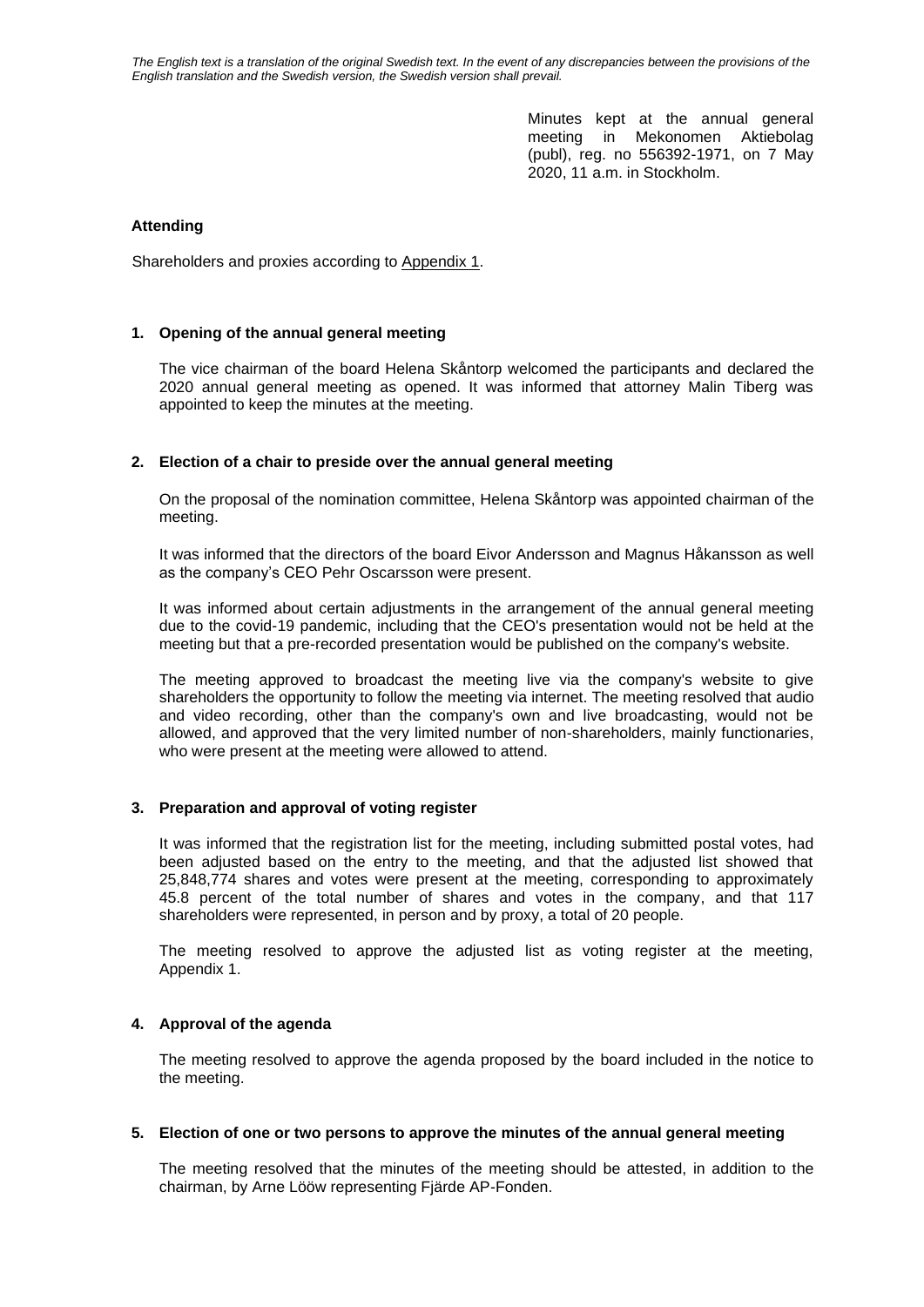*The English text is a translation of the original Swedish text. In the event of any discrepancies between the provisions of the English translation and the Swedish version, the Swedish version shall prevail.*

Minutes kept at the annual general meeting in Mekonomen Aktiebolag (publ), reg. no 556392-1971, on 7 May 2020, 11 a.m. in Stockholm.

**Attending**

Shareholders and proxies according to Appendix 1.

**1. Opening of the annual general meeting**

The vice chairman of the board Helena Skåntorp welcomed the participants and declared the 2020 annual general meeting as opened. It was informed that attorney Malin Tiberg was appointed to keep the minutes at the meeting.

**2. Election of a chair to preside over the annual general meeting**

On the proposal of the nomination committee, Helena Skåntorp was appointed chairman of the meeting.

It was informed that the directors of the board Eivor Andersson and Magnus Håkansson as well as the company's CEO Pehr Oscarsson were present.

It was informed about certain adjustments in the arrangement of the annual general meeting due to the covid-19 pandemic, including that the CEO's presentation would not be held at the meeting but that a pre-recorded presentation would be published on the company's website.

The meeting approved to broadcast the meeting live via the company's website to give shareholders the opportunity to follow the meeting via internet. The meeting resolved that audio and video recording, other than the company's own and live broadcasting, would not be allowed, and approved that the very limited number of non-shareholders, mainly functionaries, who were present at the meeting were allowed to attend.

**3. Preparation and approval of voting register**

It was informed that the registration list for the meeting, including submitted postal votes, had been adjusted based on the entry to the meeting, and that the adjusted list showed that 25,848,774 shares and votes were present at the meeting, corresponding to approximately 45.8 percent of the total number of shares and votes in the company, and that 117 shareholders were represented, in person and by proxy, a total of 20 people.

The meeting resolved to approve the adjusted list as voting register at the meeting, Appendix 1.

**4. Approval of the agenda**

The meeting resolved to approve the agenda proposed by the board included in the notice to the meeting.

**5. Election of one or two persons to approve the minutes of the annual general meeting**

The meeting resolved that the minutes of the meeting should be attested, in addition to the chairman, by Arne Lööw representing Fjärde AP-Fonden.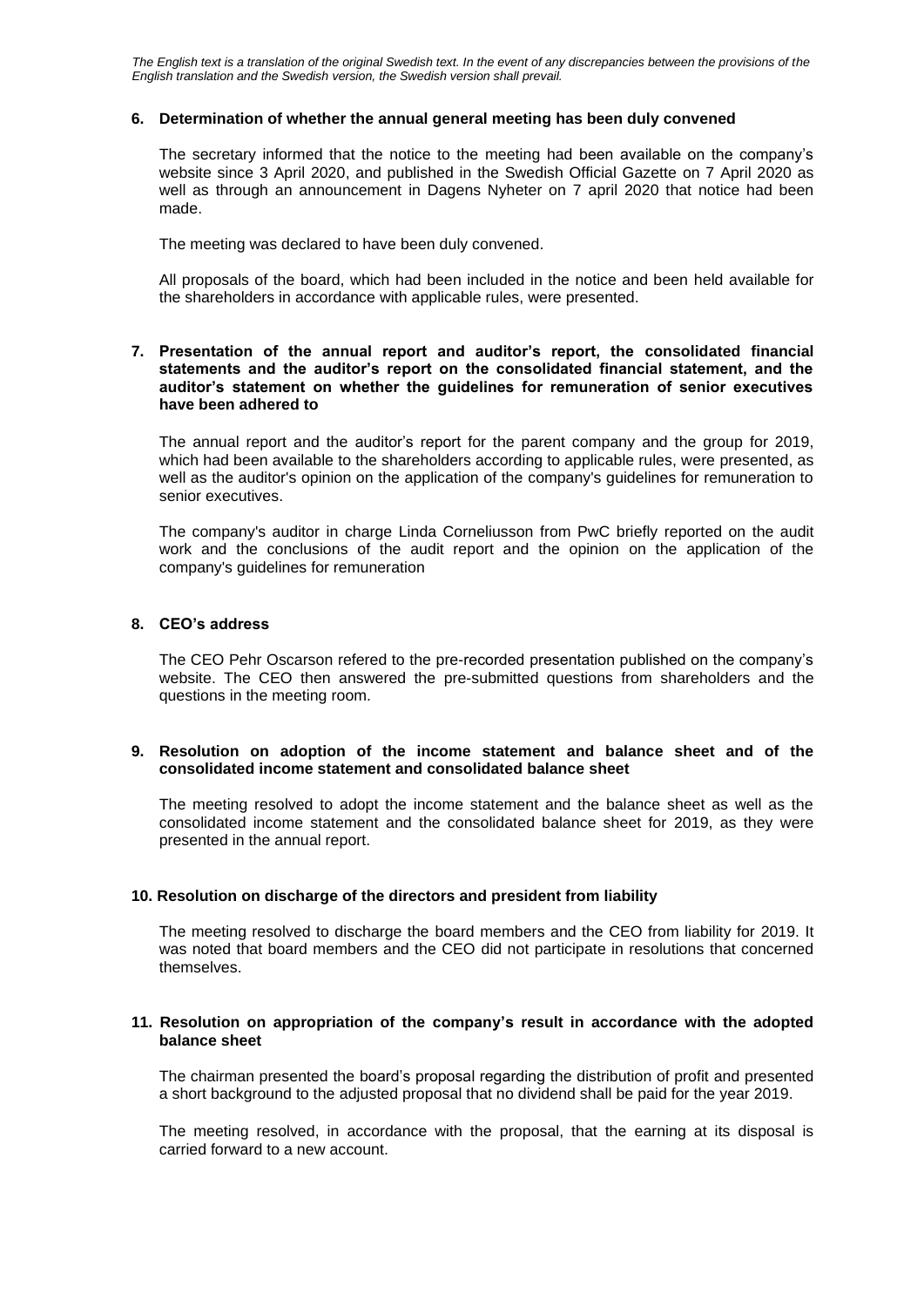*The English text is a translation of the original Swedish text. In the event of any discrepancies between the provisions of the English translation and the Swedish version, the Swedish version shall prevail.*

**6. Determination of whether the annual general meeting has been duly convened**

The secretary informed that the notice to the meeting had been available on the company's website since 3 April 2020, and published in the Swedish Official Gazette on 7 April 2020 as well as through an announcement in Dagens Nyheter on 7 april 2020 that notice had been made.

The meeting was declared to have been duly convened.

All proposals of the board, which had been included in the notice and been held available for the shareholders in accordance with applicable rules, were presented.

**7. Presentation of the annual report and auditor's report, the consolidated financial statements and the auditor's report on the consolidated financial statement, and the auditor's statement on whether the guidelines for remuneration of senior executives have been adhered to**

The annual report and the auditor's report for the parent company and the group for 2019, which had been available to the shareholders according to applicable rules, were presented, as well as the auditor's opinion on the application of the company's guidelines for remuneration to senior executives.

The company's auditor in charge Linda Corneliusson from PwC briefly reported on the audit work and the conclusions of the audit report and the opinion on the application of the company's guidelines for remuneration

**8. CEO's address**

The CEO Pehr Oscarson refered to the pre-recorded presentation published on the company's website. The CEO then answered the pre-submitted questions from shareholders and the questions in the meeting room.

**9. Resolution on adoption of the income statement and balance sheet and of the consolidated income statement and consolidated balance sheet**

The meeting resolved to adopt the income statement and the balance sheet as well as the consolidated income statement and the consolidated balance sheet for 2019, as they were presented in the annual report.

**10. Resolution on discharge of the directors and president from liability**

The meeting resolved to discharge the board members and the CEO from liability for 2019. It was noted that board members and the CEO did not participate in resolutions that concerned themselves.

**11. Resolution on appropriation of the company's result in accordance with the adopted balance sheet**

The chairman presented the board's proposal regarding the distribution of profit and presented a short background to the adjusted proposal that no dividend shall be paid for the year 2019.

The meeting resolved, in accordance with the proposal, that the earning at its disposal is carried forward to a new account.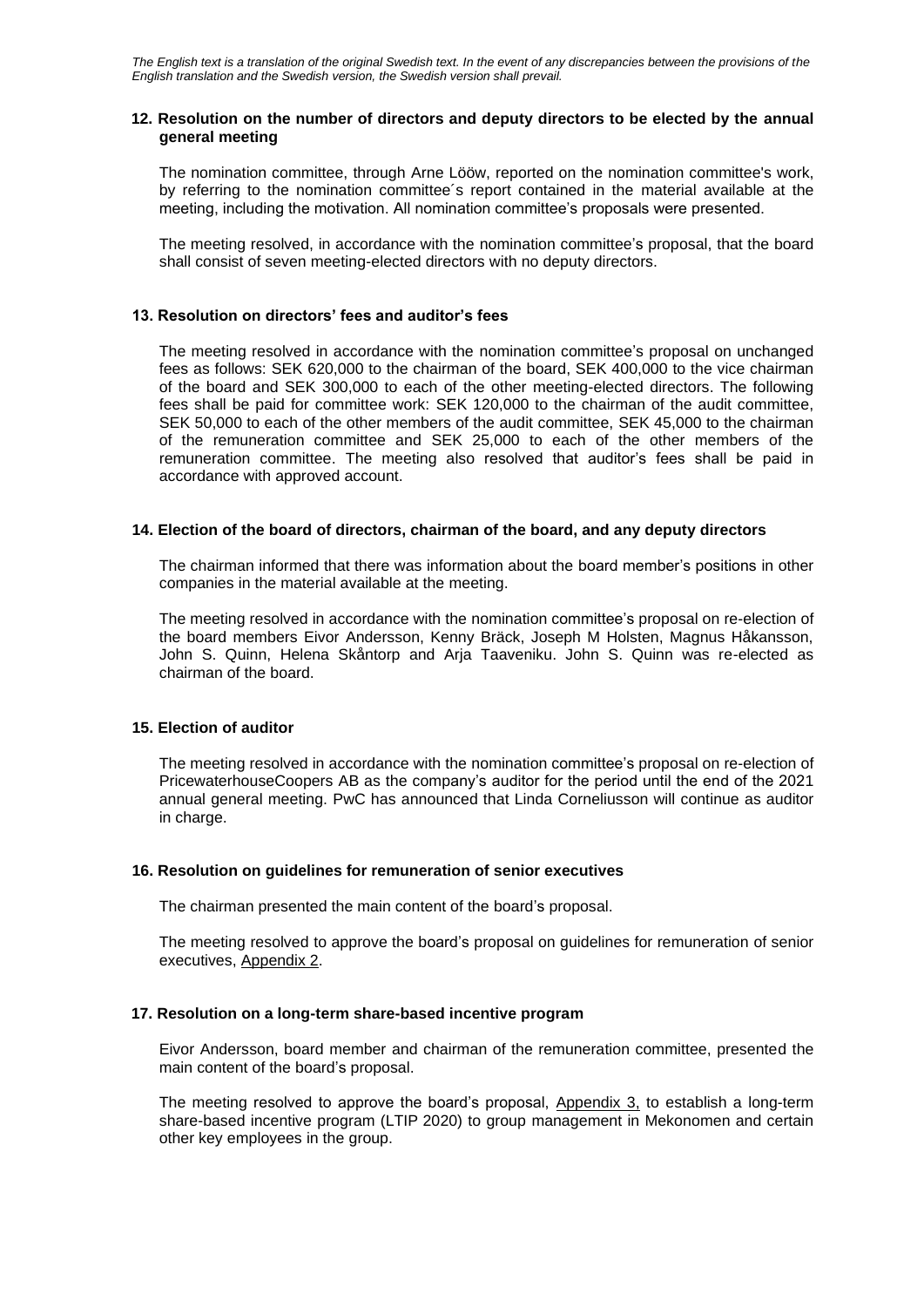*The English text is a translation of the original Swedish text. In the event of any discrepancies between the provisions of the English translation and the Swedish version, the Swedish version shall prevail.*

### 12. Resolution on the number of directors and deputy directors to be elected by the annual general meeting

The nomination committee, through Arne Lööw, reported on the nomination committee's work, by referring to the nomination committee´s report contained in the material available at the meeting, including the motivation. All nomination committee's proposals were presented.

The meeting resolved, in accordance with the nomination committee's proposal, that the board shall consist of seven meeting-elected directors with no deputy directors.

### 13. Resolution on directors' fees and auditor's fees

The meeting resolved in accordance with the nomination committee's proposal on unchanged fees as follows: SEK 620,000 to the chairman of the board, SEK 400,000 to the vice chairman of the board and SEK 300,000 to each of the other meeting-elected directors. The following fees shall be paid for committee work: SEK 120,000 to the chairman of the audit committee, SEK 50,000 to each of the other members of the audit committee, SEK 45,000 to the chairman of the remuneration committee and SEK 25,000 to each of the other members of the remuneration committee. The meeting also resolved that auditor's fees shall be paid in accordance with approved account.

### 14. Election of the board of directors, chairman of the board, and any deputy directors

The chairman informed that there was information about the board member's positions in other companies in the material available at the meeting.

The meeting resolved in accordance with the nomination committee's proposal on re-election of the board members Eivor Andersson, Kenny Bräck, Joseph M Holsten, Magnus Håkansson, John S. Quinn, Helena Skåntorp and Arja Taaveniku. John S. Quinn was re-elected as chairman of the board.

### 15. Election of auditor

The meeting resolved in accordance with the nomination committee's proposal on re-election of PricewaterhouseCoopers AB as the company's auditor for the period until the end of the 2021 annual general meeting. PwC has announced that Linda Corneliusson will continue as auditor in charge.

### 16. Resolution on guidelines for remuneration of senior executives

The chairman presented the main content of the board's proposal.

The meeting resolved to approve the board's proposal on guidelines for remuneration of senior executives, Appendix 2.

### 17. Resolution on a long-term share-based incentive program

Eivor Andersson, board member and chairman of the remuneration committee, presented the main content of the board's proposal.

The meeting resolved to approve the board's proposal, Appendix 3, to establish a long-term share-based incentive program (LTIP 2020) to group management in Mekonomen and certain other key employees in the group.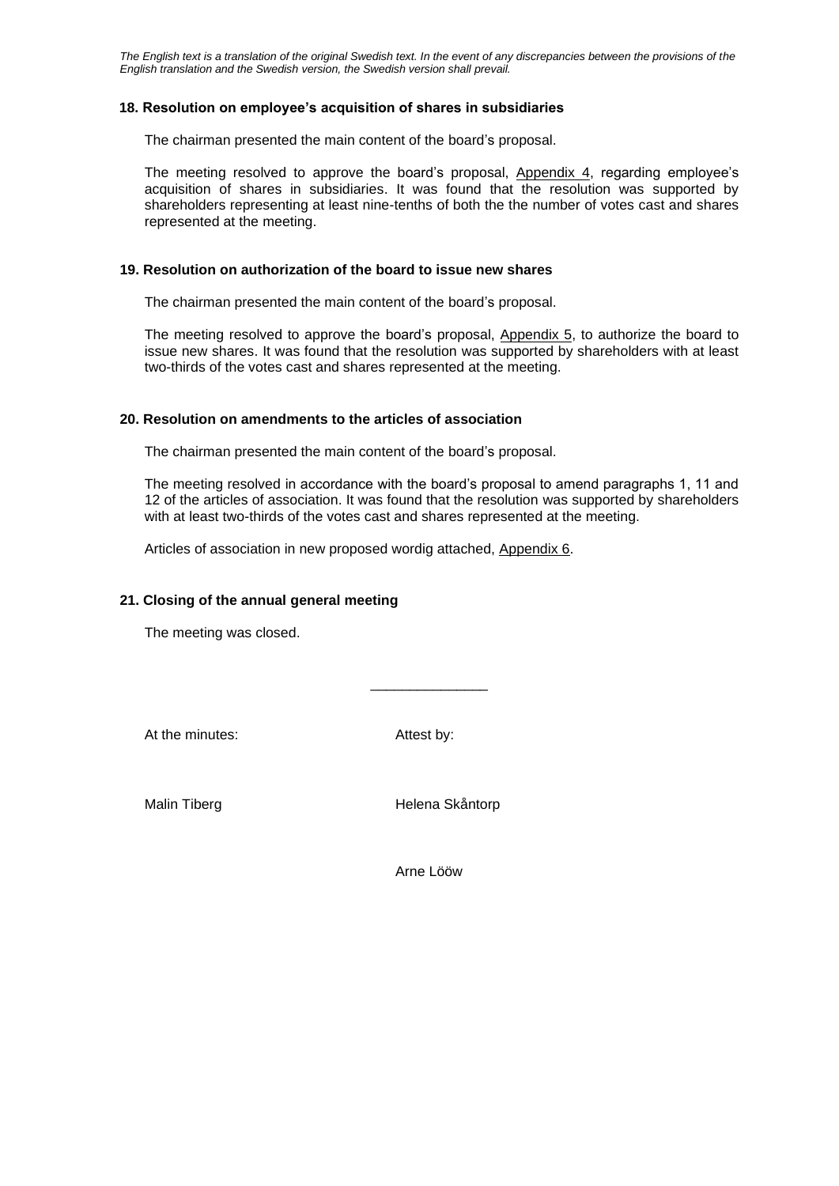*The English text is a translation of the original Swedish text. In the event of any discrepancies between the provisions of the English translation and the Swedish version, the Swedish version shall prevail.*

### 18. Resolution on employee's acquisition of shares in subsidiaries

The chairman presented the main content of the board's proposal.

The meeting resolved to approve the board's proposal, Appendix 4, regarding employee's acquisition of shares in subsidiaries. It was found that the resolution was supported by shareholders representing at least nine-tenths of both the the number of votes cast and shares represented at the meeting.

### 19. Resolution on authorization of the board to issue new shares

The chairman presented the main content of the board's proposal.

The meeting resolved to approve the board's proposal, Appendix 5, to authorize the board to issue new shares. It was found that the resolution was supported by shareholders with at least two-thirds of the votes cast and shares represented at the meeting.

### 20. Resolution on amendments to the articles of association

The chairman presented the main content of the board's proposal.

The meeting resolved in accordance with the board's proposal to amend paragraphs 1, 11 and 12 of the articles of association. It was found that the resolution was supported by shareholders with at least two-thirds of the votes cast and shares represented at the meeting.

Articles of association in new proposed wordig attached, Appendix 6.

### 21. Closing of the annual general meeting

The meeting was closed.

_______________

At the minutes: Attest by:

Malin Tiberg Helena Skåntorp

Arne Lööw